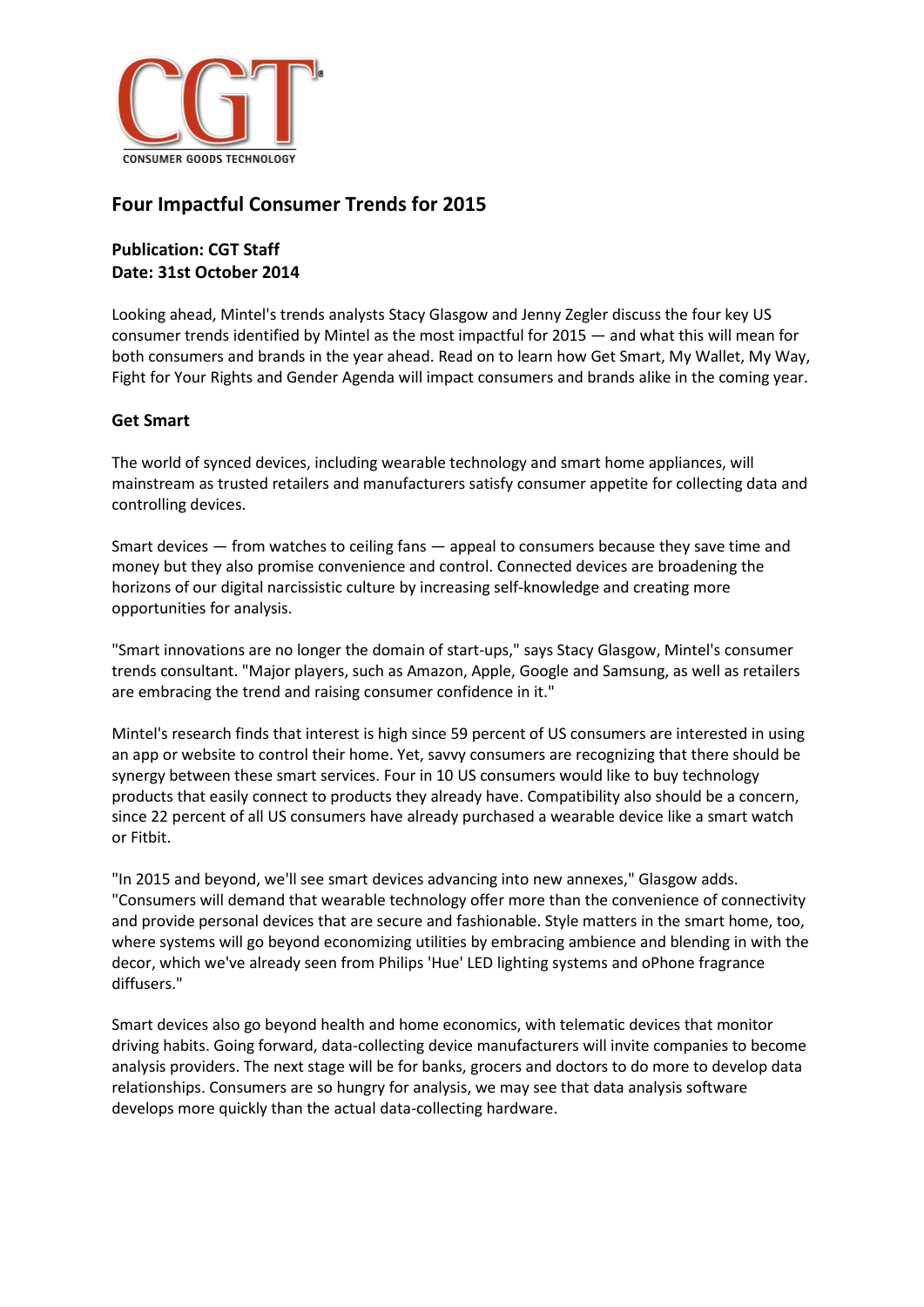# Four Impactful Consumer Trends for 2015

**Publication: CGT Staff**
**Date: 31st October 2014**

Looking ahead, Mintel's trends analysts Stacy Glasgow and Jenny Zegler discuss the four key US consumer trends identified by Mintel as the most impactful for 2015 — and what this will mean for both consumers and brands in the year ahead. Read on to learn how Get Smart, My Wallet, My Way, Fight for Your Rights and Gender Agenda will impact consumers and brands alike in the coming year.

## Get Smart

The world of synced devices, including wearable technology and smart home appliances, will mainstream as trusted retailers and manufacturers satisfy consumer appetite for collecting data and controlling devices.

Smart devices — from watches to ceiling fans — appeal to consumers because they save time and money but they also promise convenience and control. Connected devices are broadening the horizons of our digital narcissistic culture by increasing self-knowledge and creating more opportunities for analysis.

"Smart innovations are no longer the domain of start-ups," says Stacy Glasgow, Mintel's consumer trends consultant. "Major players, such as Amazon, Apple, Google and Samsung, as well as retailers are embracing the trend and raising consumer confidence in it."

Mintel's research finds that interest is high since 59 percent of US consumers are interested in using an app or website to control their home. Yet, savvy consumers are recognizing that there should be synergy between these smart services. Four in 10 US consumers would like to buy technology products that easily connect to products they already have. Compatibility also should be a concern, since 22 percent of all US consumers have already purchased a wearable device like a smart watch or Fitbit.

"In 2015 and beyond, we'll see smart devices advancing into new annexes," Glasgow adds. "Consumers will demand that wearable technology offer more than the convenience of connectivity and provide personal devices that are secure and fashionable. Style matters in the smart home, too, where systems will go beyond economizing utilities by embracing ambience and blending in with the decor, which we've already seen from Philips 'Hue' LED lighting systems and oPhone fragrance diffusers."

Smart devices also go beyond health and home economics, with telematic devices that monitor driving habits. Going forward, data-collecting device manufacturers will invite companies to become analysis providers. The next stage will be for banks, grocers and doctors to do more to develop data relationships. Consumers are so hungry for analysis, we may see that data analysis software develops more quickly than the actual data-collecting hardware.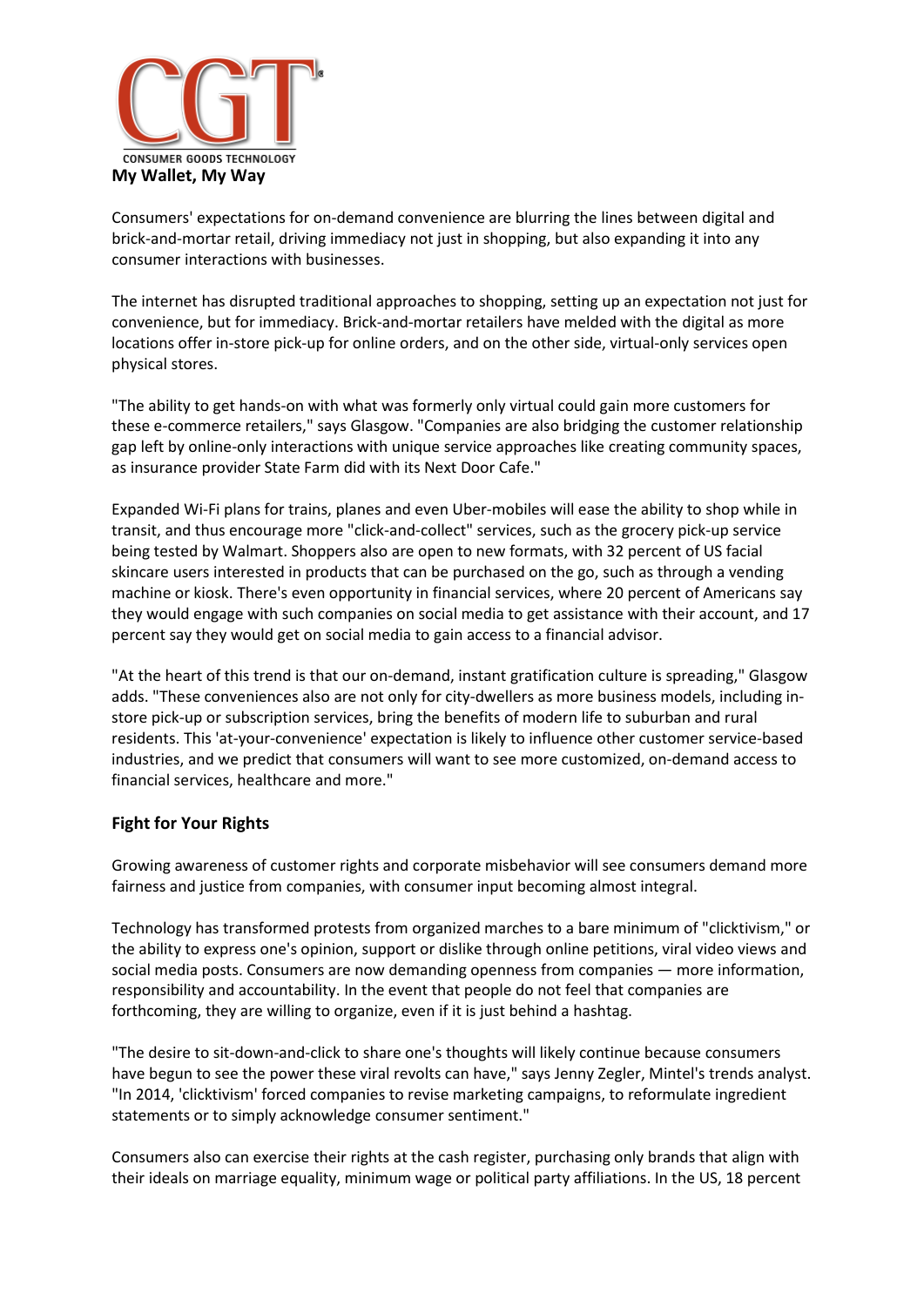**My Wallet, My Way**

Consumers' expectations for on-demand convenience are blurring the lines between digital and brick-and-mortar retail, driving immediacy not just in shopping, but also expanding it into any consumer interactions with businesses.

The internet has disrupted traditional approaches to shopping, setting up an expectation not just for convenience, but for immediacy. Brick-and-mortar retailers have melded with the digital as more locations offer in-store pick-up for online orders, and on the other side, virtual-only services open physical stores.

"The ability to get hands-on with what was formerly only virtual could gain more customers for these e-commerce retailers," says Glasgow. "Companies are also bridging the customer relationship gap left by online-only interactions with unique service approaches like creating community spaces, as insurance provider State Farm did with its Next Door Cafe."

Expanded Wi-Fi plans for trains, planes and even Uber-mobiles will ease the ability to shop while in transit, and thus encourage more "click-and-collect" services, such as the grocery pick-up service being tested by Walmart. Shoppers also are open to new formats, with 32 percent of US facial skincare users interested in products that can be purchased on the go, such as through a vending machine or kiosk. There's even opportunity in financial services, where 20 percent of Americans say they would engage with such companies on social media to get assistance with their account, and 17 percent say they would get on social media to gain access to a financial advisor.

"At the heart of this trend is that our on-demand, instant gratification culture is spreading," Glasgow adds. "These conveniences also are not only for city-dwellers as more business models, including in-store pick-up or subscription services, bring the benefits of modern life to suburban and rural residents. This 'at-your-convenience' expectation is likely to influence other customer service-based industries, and we predict that consumers will want to see more customized, on-demand access to financial services, healthcare and more."

**Fight for Your Rights**

Growing awareness of customer rights and corporate misbehavior will see consumers demand more fairness and justice from companies, with consumer input becoming almost integral.

Technology has transformed protests from organized marches to a bare minimum of "clicktivism," or the ability to express one's opinion, support or dislike through online petitions, viral video views and social media posts. Consumers are now demanding openness from companies — more information, responsibility and accountability. In the event that people do not feel that companies are forthcoming, they are willing to organize, even if it is just behind a hashtag.

"The desire to sit-down-and-click to share one's thoughts will likely continue because consumers have begun to see the power these viral revolts can have," says Jenny Zegler, Mintel's trends analyst. "In 2014, 'clicktivism' forced companies to revise marketing campaigns, to reformulate ingredient statements or to simply acknowledge consumer sentiment."

Consumers also can exercise their rights at the cash register, purchasing only brands that align with their ideals on marriage equality, minimum wage or political party affiliations. In the US, 18 percent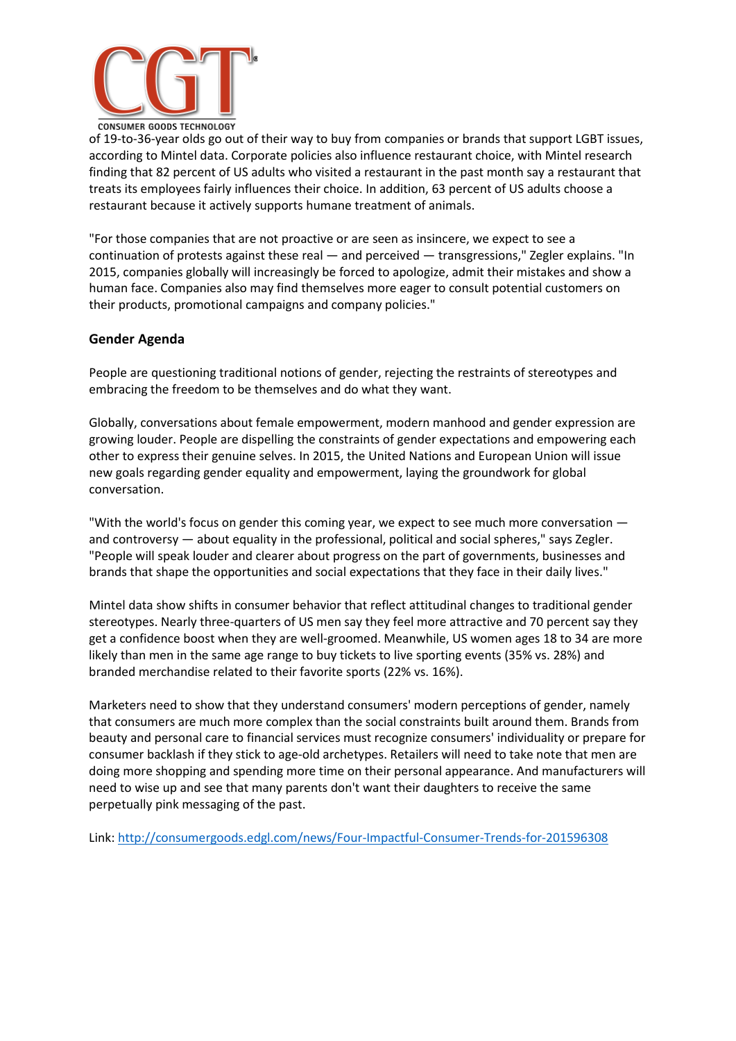of 19-to-36-year olds go out of their way to buy from companies or brands that support LGBT issues, according to Mintel data. Corporate policies also influence restaurant choice, with Mintel research finding that 82 percent of US adults who visited a restaurant in the past month say a restaurant that treats its employees fairly influences their choice. In addition, 63 percent of US adults choose a restaurant because it actively supports humane treatment of animals.

"For those companies that are not proactive or are seen as insincere, we expect to see a continuation of protests against these real — and perceived — transgressions," Zegler explains. "In 2015, companies globally will increasingly be forced to apologize, admit their mistakes and show a human face. Companies also may find themselves more eager to consult potential customers on their products, promotional campaigns and company policies."

**Gender Agenda**

People are questioning traditional notions of gender, rejecting the restraints of stereotypes and embracing the freedom to be themselves and do what they want.

Globally, conversations about female empowerment, modern manhood and gender expression are growing louder. People are dispelling the constraints of gender expectations and empowering each other to express their genuine selves. In 2015, the United Nations and European Union will issue new goals regarding gender equality and empowerment, laying the groundwork for global conversation.

"With the world's focus on gender this coming year, we expect to see much more conversation — and controversy — about equality in the professional, political and social spheres," says Zegler. "People will speak louder and clearer about progress on the part of governments, businesses and brands that shape the opportunities and social expectations that they face in their daily lives."

Mintel data show shifts in consumer behavior that reflect attitudinal changes to traditional gender stereotypes. Nearly three-quarters of US men say they feel more attractive and 70 percent say they get a confidence boost when they are well-groomed. Meanwhile, US women ages 18 to 34 are more likely than men in the same age range to buy tickets to live sporting events (35% vs. 28%) and branded merchandise related to their favorite sports (22% vs. 16%).

Marketers need to show that they understand consumers' modern perceptions of gender, namely that consumers are much more complex than the social constraints built around them. Brands from beauty and personal care to financial services must recognize consumers' individuality or prepare for consumer backlash if they stick to age-old archetypes. Retailers will need to take note that men are doing more shopping and spending more time on their personal appearance. And manufacturers will need to wise up and see that many parents don't want their daughters to receive the same perpetually pink messaging of the past.

Link: http://consumergoods.edgl.com/news/Four-Impactful-Consumer-Trends-for-201596308